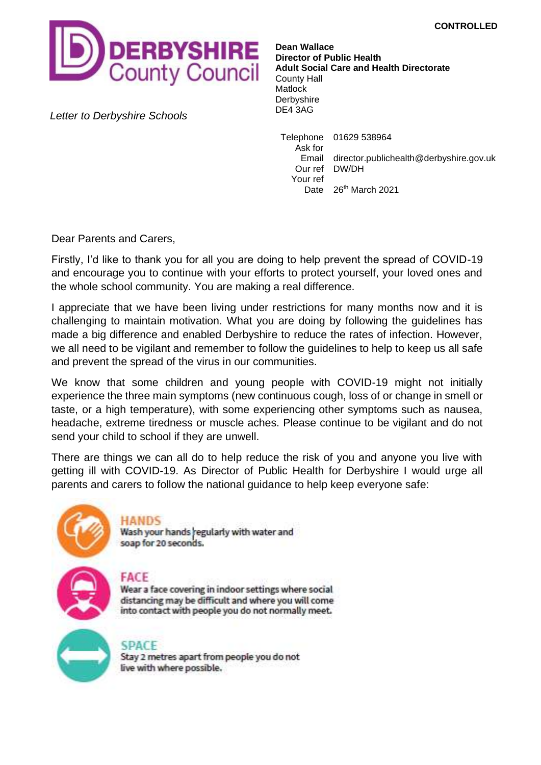**CONTROLLED**

DERBYSHIRE County Council

*Letter to Derbyshire Schools*

**Dean Wallace**
**Director of Public Health**
**Adult Social Care and Health Directorate**
County Hall
Matlock
Derbyshire
DE4 3AG

| | |
|---|---|
| Telephone | 01629 538964 |
| Ask for | |
| Email | director.publichealth@derbyshire.gov.uk |
| Our ref | DW/DH |
| Your ref | |
| Date | 26th March 2021 |

Dear Parents and Carers,

Firstly, I'd like to thank you for all you are doing to help prevent the spread of COVID-19 and encourage you to continue with your efforts to protect yourself, your loved ones and the whole school community. You are making a real difference.

I appreciate that we have been living under restrictions for many months now and it is challenging to maintain motivation. What you are doing by following the guidelines has made a big difference and enabled Derbyshire to reduce the rates of infection. However, we all need to be vigilant and remember to follow the guidelines to help to keep us all safe and prevent the spread of the virus in our communities.

We know that some children and young people with COVID-19 might not initially experience the three main symptoms (new continuous cough, loss of or change in smell or taste, or a high temperature), with some experiencing other symptoms such as nausea, headache, extreme tiredness or muscle aches. Please continue to be vigilant and do not send your child to school if they are unwell.

There are things we can all do to help reduce the risk of you and anyone you live with getting ill with COVID-19. As Director of Public Health for Derbyshire I would urge all parents and carers to follow the national guidance to help keep everyone safe:

**HANDS**
Wash your hands regularly with water and soap for 20 seconds.

**FACE**
Wear a face covering in indoor settings where social distancing may be difficult and where you will come into contact with people you do not normally meet.

**SPACE**
Stay 2 metres apart from people you do not live with where possible.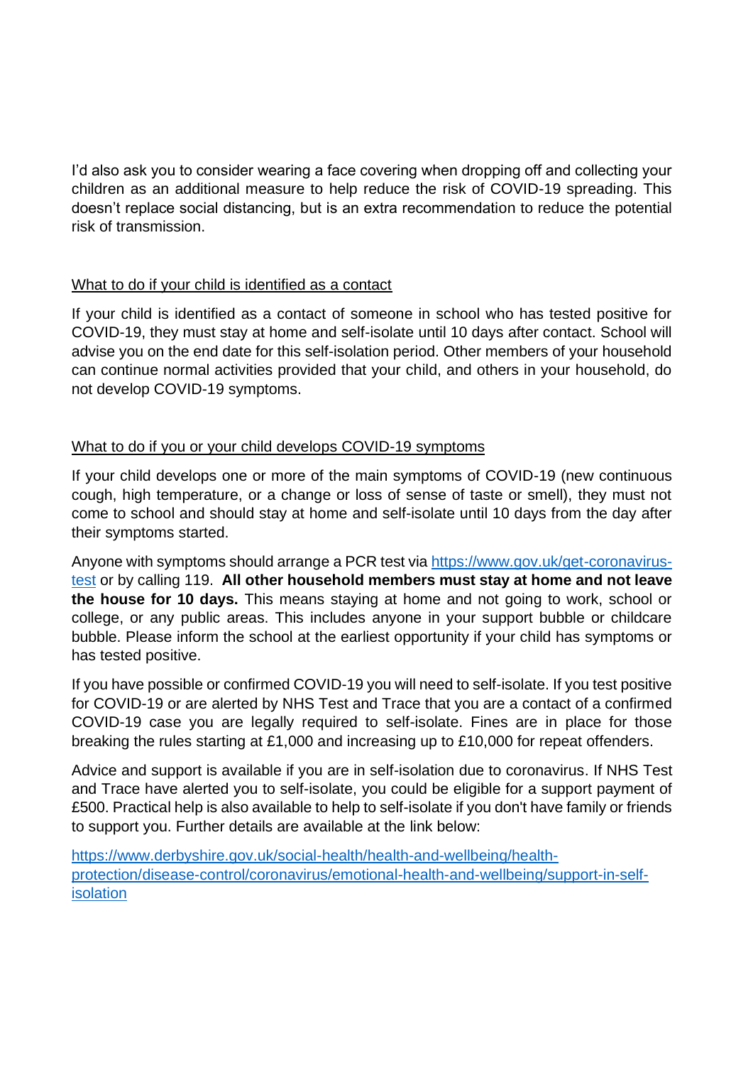I'd also ask you to consider wearing a face covering when dropping off and collecting your children as an additional measure to help reduce the risk of COVID-19 spreading. This doesn't replace social distancing, but is an extra recommendation to reduce the potential risk of transmission.

<u>What to do if your child is identified as a contact</u>

If your child is identified as a contact of someone in school who has tested positive for COVID-19, they must stay at home and self-isolate until 10 days after contact. School will advise you on the end date for this self-isolation period. Other members of your household can continue normal activities provided that your child, and others in your household, do not develop COVID-19 symptoms.

<u>What to do if you or your child develops COVID-19 symptoms</u>

If your child develops one or more of the main symptoms of COVID-19 (new continuous cough, high temperature, or a change or loss of sense of taste or smell), they must not come to school and should stay at home and self-isolate until 10 days from the day after their symptoms started.

Anyone with symptoms should arrange a PCR test via [https://www.gov.uk/get-coronavirus-test](https://www.gov.uk/get-coronavirus-test) or by calling 119. **All other household members must stay at home and not leave the house for 10 days.** This means staying at home and not going to work, school or college, or any public areas. This includes anyone in your support bubble or childcare bubble. Please inform the school at the earliest opportunity if your child has symptoms or has tested positive.

If you have possible or confirmed COVID-19 you will need to self-isolate. If you test positive for COVID-19 or are alerted by NHS Test and Trace that you are a contact of a confirmed COVID-19 case you are legally required to self-isolate. Fines are in place for those breaking the rules starting at £1,000 and increasing up to £10,000 for repeat offenders.

Advice and support is available if you are in self-isolation due to coronavirus. If NHS Test and Trace have alerted you to self-isolate, you could be eligible for a support payment of £500. Practical help is also available to help to self-isolate if you don't have family or friends to support you. Further details are available at the link below:

[https://www.derbyshire.gov.uk/social-health/health-and-wellbeing/health-protection/disease-control/coronavirus/emotional-health-and-wellbeing/support-in-self-isolation](https://www.derbyshire.gov.uk/social-health/health-and-wellbeing/health-protection/disease-control/coronavirus/emotional-health-and-wellbeing/support-in-self-isolation)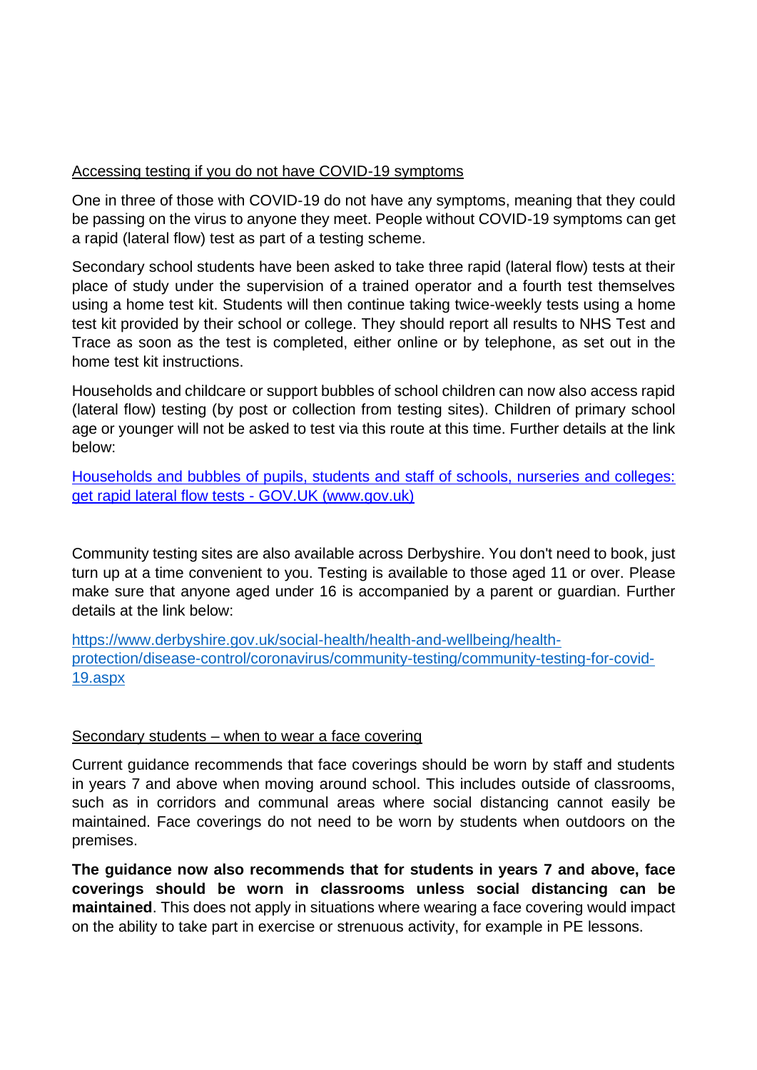## Accessing testing if you do not have COVID-19 symptoms

One in three of those with COVID-19 do not have any symptoms, meaning that they could be passing on the virus to anyone they meet. People without COVID-19 symptoms can get a rapid (lateral flow) test as part of a testing scheme.

Secondary school students have been asked to take three rapid (lateral flow) tests at their place of study under the supervision of a trained operator and a fourth test themselves using a home test kit. Students will then continue taking twice-weekly tests using a home test kit provided by their school or college. They should report all results to NHS Test and Trace as soon as the test is completed, either online or by telephone, as set out in the home test kit instructions.

Households and childcare or support bubbles of school children can now also access rapid (lateral flow) testing (by post or collection from testing sites). Children of primary school age or younger will not be asked to test via this route at this time. Further details at the link below:

[Households and bubbles of pupils, students and staff of schools, nurseries and colleges: get rapid lateral flow tests - GOV.UK (www.gov.uk)](https://www.gov.uk)

Community testing sites are also available across Derbyshire. You don't need to book, just turn up at a time convenient to you. Testing is available to those aged 11 or over. Please make sure that anyone aged under 16 is accompanied by a parent or guardian. Further details at the link below:

[https://www.derbyshire.gov.uk/social-health/health-and-wellbeing/health-protection/disease-control/coronavirus/community-testing/community-testing-for-covid-19.aspx](https://www.derbyshire.gov.uk/social-health/health-and-wellbeing/health-protection/disease-control/coronavirus/community-testing/community-testing-for-covid-19.aspx)

## Secondary students – when to wear a face covering

Current guidance recommends that face coverings should be worn by staff and students in years 7 and above when moving around school. This includes outside of classrooms, such as in corridors and communal areas where social distancing cannot easily be maintained. Face coverings do not need to be worn by students when outdoors on the premises.

**The guidance now also recommends that for students in years 7 and above, face coverings should be worn in classrooms unless social distancing can be maintained**. This does not apply in situations where wearing a face covering would impact on the ability to take part in exercise or strenuous activity, for example in PE lessons.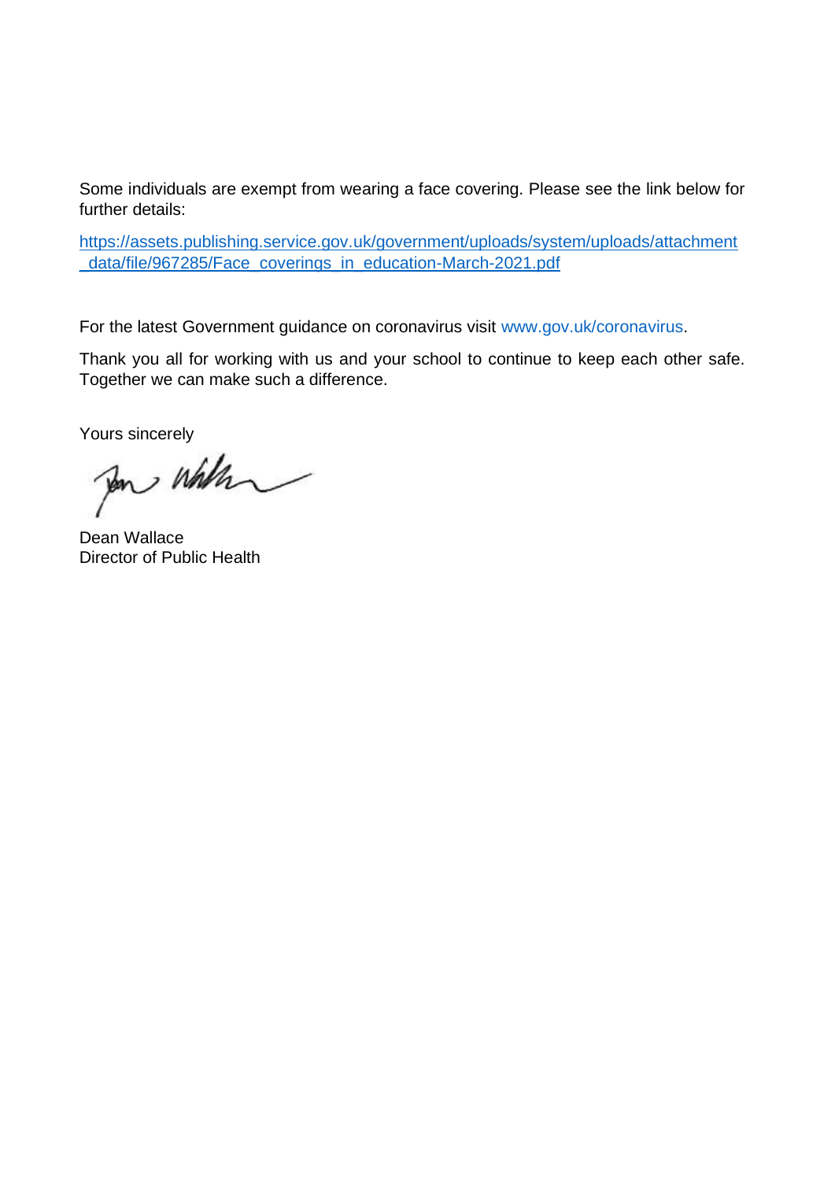Some individuals are exempt from wearing a face covering. Please see the link below for further details:

https://assets.publishing.service.gov.uk/government/uploads/system/uploads/attachment_data/file/967285/Face_coverings_in_education-March-2021.pdf

For the latest Government guidance on coronavirus visit www.gov.uk/coronavirus.

Thank you all for working with us and your school to continue to keep each other safe. Together we can make such a difference.

Yours sincerely

Dean Wallace
Director of Public Health